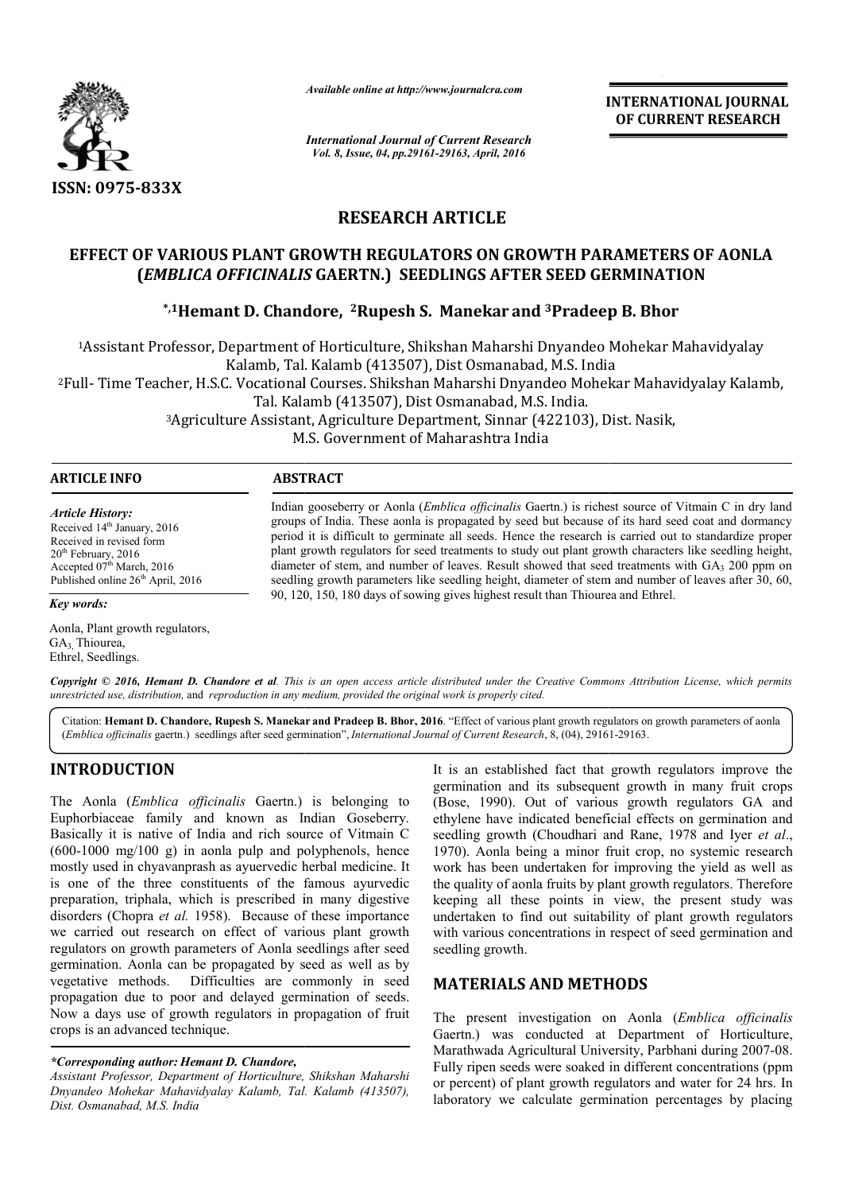# RESEARCH ARTICLE

## EFFECT OF VARIOUS PLANT GROWTH REGULATORS ON GROWTH PARAMETERS OF AONLA (*EMBLICA OFFICINALIS* GAERTN.) SEEDLINGS AFTER SEED GERMINATION

**\*,[1]Hemant D. Chandore, [2]Rupesh S. Manekar and [3]Pradeep B. Bhor**

[1]Assistant Professor, Department of Horticulture, Shikshan Maharshi Dnyandeo Mohekar Mahavidyalay Kalamb, Tal. Kalamb (413507), Dist Osmanabad, M.S. India

[2]Full- Time Teacher, H.S.C. Vocational Courses. Shikshan Maharshi Dnyandeo Mohekar Mahavidyalay Kalamb, Tal. Kalamb (413507), Dist Osmanabad, M.S. India.

[3]Agriculture Assistant, Agriculture Department, Sinnar (422103), Dist. Nasik, M.S. Government of Maharashtra India

**ARTICLE INFO**

*Article History:*

Received 14th January, 2016
Received in revised form 20th February, 2016
Accepted 07th March, 2016
Published online 26th April, 2016

*Key words:*

Aonla, Plant growth regulators, $GA_3$, Thiourea, Ethrel, Seedlings.

**ABSTRACT**

Indian gooseberry or Aonla (*Emblica officinalis* Gaertn.) is richest source of Vitmain C in dry land groups of India. These aonla is propagated by seed but because of its hard seed coat and dormancy period it is difficult to germinate all seeds. Hence the research is carried out to standardize proper plant growth regulators for seed treatments to study out plant growth characters like seedling height, diameter of stem, and number of leaves. Result showed that seed treatments with $GA_3$ 200 ppm on seedling growth parameters like seedling height, diameter of stem and number of leaves after 30, 60, 90, 120, 150, 180 days of sowing gives highest result than Thiourea and Ethrel.

*Copyright © 2016, Hemant D. Chandore et al. This is an open access article distributed under the Creative Commons Attribution License, which permits unrestricted use, distribution, and reproduction in any medium, provided the original work is properly cited.*

Citation: **Hemant D. Chandore, Rupesh S. Manekar and Pradeep B. Bhor, 2016**. "Effect of various plant growth regulators on growth parameters of aonla (*Emblica officinalis* gaertn.) seedlings after seed germination", *International Journal of Current Research*, 8, (04), 29161-29163.

## INTRODUCTION

The Aonla (*Emblica officinalis* Gaertn.) is belonging to Euphorbiaceae family and known as Indian Goseberry. Basically it is native of India and rich source of Vitmain C (600-1000 mg/100 g) in aonla pulp and polyphenols, hence mostly used in chyavanprash as ayurvedic herbal medicine. It is one of the three constituents of the famous ayurvedic preparation, triphala, which is prescribed in many digestive disorders (Chopra *et al.* 1958). Because of these importance we carried out research on effect of various plant growth regulators on growth parameters of Aonla seedlings after seed germination. Aonla can be propagated by seed as well as by vegetative methods. Difficulties are commonly in seed propagation due to poor and delayed germination of seeds. Now a days use of growth regulators in propagation of fruit crops is an advanced technique.

It is an established fact that growth regulators improve the germination and its subsequent growth in many fruit crops (Bose, 1990). Out of various growth regulators GA and ethylene have indicated beneficial effects on germination and seedling growth (Choudhari and Rane, 1978 and Iyer *et al*., 1970). Aonla being a minor fruit crop, no systemic research work has been undertaken for improving the yield as well as the quality of aonla fruits by plant growth regulators. Therefore keeping all these points in view, the present study was undertaken to find out suitability of plant growth regulators with various concentrations in respect of seed germination and seedling growth.

## MATERIALS AND METHODS

The present investigation on Aonla (*Emblica officinalis* Gaertn.) was conducted at Department of Horticulture, Marathwada Agricultural University, Parbhani during 2007-08. Fully ripen seeds were soaked in different concentrations (ppm or percent) of plant growth regulators and water for 24 hrs. In laboratory we calculate germination percentages by placing

*\*Corresponding author: Hemant D. Chandore,*
*Assistant Professor, Department of Horticulture, Shikshan Maharshi Dnyandeo Mohekar Mahavidyalay Kalamb, Tal. Kalamb (413507), Dist. Osmanabad, M.S. India*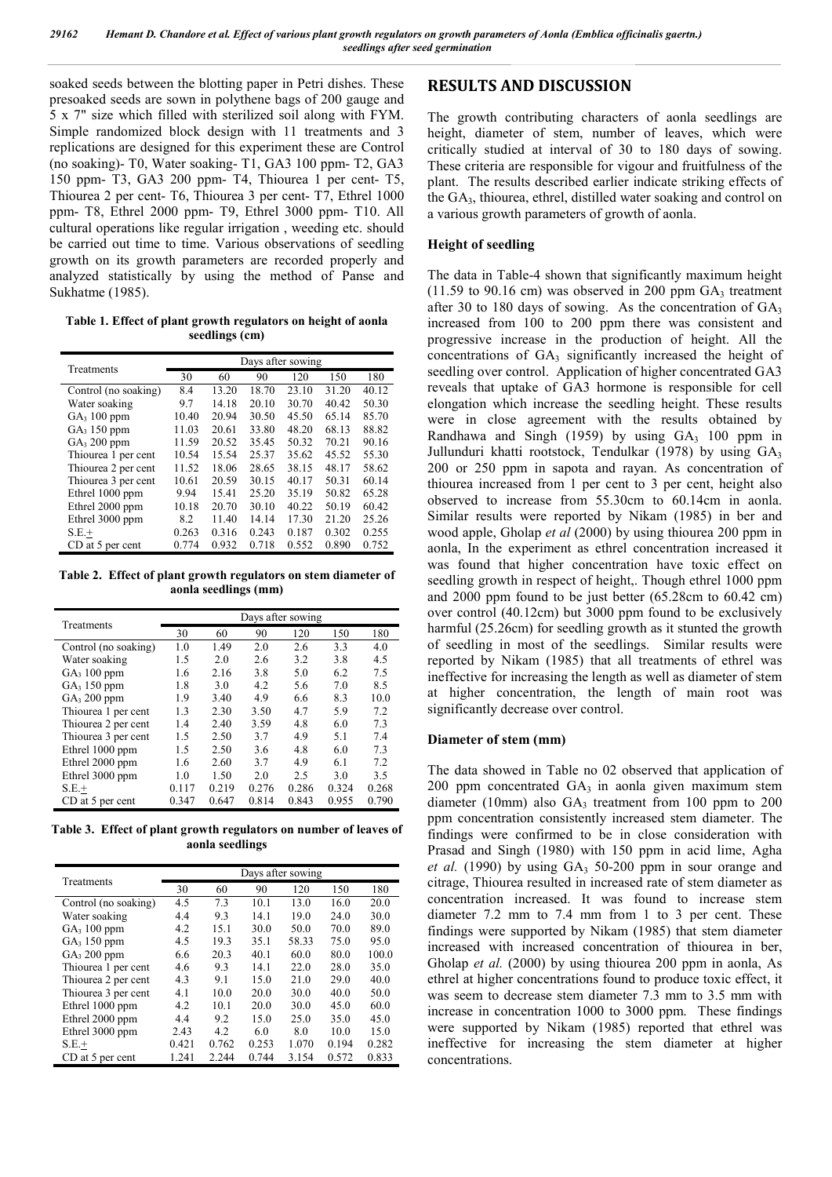soaked seeds between the blotting paper in Petri dishes. These presoaked seeds are sown in polythene bags of 200 gauge and 5 x 7" size which filled with sterilized soil along with FYM. Simple randomized block design with 11 treatments and 3 replications are designed for this experiment these are Control (no soaking)- T0, Water soaking- T1, GA3 100 ppm- T2, GA3 150 ppm- T3, GA3 200 ppm- T4, Thiourea 1 per cent- T5, Thiourea 2 per cent- T6, Thiourea 3 per cent- T7, Ethrel 1000 ppm- T8, Ethrel 2000 ppm- T9, Ethrel 3000 ppm- T10. All cultural operations like regular irrigation , weeding etc. should be carried out time to time. Various observations of seedling growth on its growth parameters are recorded properly and analyzed statistically by using the method of Panse and Sukhatme (1985).

**Table 1. Effect of plant growth regulators on height of aonla seedlings (cm)**

| Treatments | Days after sowing | | | | | |
|---|---|---|---|---|---|---|
| | 30 | 60 | 90 | 120 | 150 | 180 |
| Control (no soaking) | 8.4 | 13.20 | 18.70 | 23.10 | 31.20 | 40.12 |
| Water soaking | 9.7 | 14.18 | 20.10 | 30.70 | 40.42 | 50.30 |
| $GA_3$ 100 ppm | 10.40 | 20.94 | 30.50 | 45.50 | 65.14 | 85.70 |
| $GA_3$ 150 ppm | 11.03 | 20.61 | 33.80 | 48.20 | 68.13 | 88.82 |
| $GA_3$ 200 ppm | 11.59 | 20.52 | 35.45 | 50.32 | 70.21 | 90.16 |
| Thiourea 1 per cent | 10.54 | 15.54 | 25.37 | 35.62 | 45.52 | 55.30 |
| Thiourea 2 per cent | 11.52 | 18.06 | 28.65 | 38.15 | 48.17 | 58.62 |
| Thiourea 3 per cent | 10.61 | 20.59 | 30.15 | 40.17 | 50.31 | 60.14 |
| Ethrel 1000 ppm | 9.94 | 15.41 | 25.20 | 35.19 | 50.82 | 65.28 |
| Ethrel 2000 ppm | 10.18 | 20.70 | 30.10 | 40.22 | 50.19 | 60.42 |
| Ethrel 3000 ppm | 8.2 | 11.40 | 14.14 | 17.30 | 21.20 | 25.26 |
| S.E.± | 0.263 | 0.316 | 0.243 | 0.187 | 0.302 | 0.255 |
| CD at 5 per cent | 0.774 | 0.932 | 0.718 | 0.552 | 0.890 | 0.752 |

**Table 2. Effect of plant growth regulators on stem diameter of aonla seedlings (mm)**

| Treatments | Days after sowing | | | | | |
|---|---|---|---|---|---|---|
| | 30 | 60 | 90 | 120 | 150 | 180 |
| Control (no soaking) | 1.0 | 1.49 | 2.0 | 2.6 | 3.3 | 4.0 |
| Water soaking | 1.5 | 2.0 | 2.6 | 3.2 | 3.8 | 4.5 |
| $GA_3$ 100 ppm | 1.6 | 2.16 | 3.8 | 5.0 | 6.2 | 7.5 |
| $GA_3$ 150 ppm | 1.8 | 3.0 | 4.2 | 5.6 | 7.0 | 8.5 |
| $GA_3$ 200 ppm | 1.9 | 3.40 | 4.9 | 6.6 | 8.3 | 10.0 |
| Thiourea 1 per cent | 1.3 | 2.30 | 3.50 | 4.7 | 5.9 | 7.2 |
| Thiourea 2 per cent | 1.4 | 2.40 | 3.59 | 4.8 | 6.0 | 7.3 |
| Thiourea 3 per cent | 1.5 | 2.50 | 3.7 | 4.9 | 5.1 | 7.4 |
| Ethrel 1000 ppm | 1.5 | 2.50 | 3.6 | 4.8 | 6.0 | 7.3 |
| Ethrel 2000 ppm | 1.6 | 2.60 | 3.7 | 4.9 | 6.1 | 7.2 |
| Ethrel 3000 ppm | 1.0 | 1.50 | 2.0 | 2.5 | 3.0 | 3.5 |
| S.E.± | 0.117 | 0.219 | 0.276 | 0.286 | 0.324 | 0.268 |
| CD at 5 per cent | 0.347 | 0.647 | 0.814 | 0.843 | 0.955 | 0.790 |

**Table 3. Effect of plant growth regulators on number of leaves of aonla seedlings**

| Treatments | Days after sowing | | | | | |
|---|---|---|---|---|---|---|
| | 30 | 60 | 90 | 120 | 150 | 180 |
| Control (no soaking) | 4.5 | 7.3 | 10.1 | 13.0 | 16.0 | 20.0 |
| Water soaking | 4.4 | 9.3 | 14.1 | 19.0 | 24.0 | 30.0 |
| $GA_3$ 100 ppm | 4.2 | 15.1 | 30.0 | 50.0 | 70.0 | 89.0 |
| $GA_3$ 150 ppm | 4.5 | 19.3 | 35.1 | 58.33 | 75.0 | 95.0 |
| $GA_3$ 200 ppm | 6.6 | 20.3 | 40.1 | 60.0 | 80.0 | 100.0 |
| Thiourea 1 per cent | 4.6 | 9.3 | 14.1 | 22.0 | 28.0 | 35.0 |
| Thiourea 2 per cent | 4.3 | 9.1 | 15.0 | 21.0 | 29.0 | 40.0 |
| Thiourea 3 per cent | 4.1 | 10.0 | 20.0 | 30.0 | 40.0 | 50.0 |
| Ethrel 1000 ppm | 4.2 | 10.1 | 20.0 | 30.0 | 45.0 | 60.0 |
| Ethrel 2000 ppm | 4.4 | 9.2 | 15.0 | 25.0 | 35.0 | 45.0 |
| Ethrel 3000 ppm | 2.43 | 4.2 | 6.0 | 8.0 | 10.0 | 15.0 |
| S.E.± | 0.421 | 0.762 | 0.253 | 1.070 | 0.194 | 0.282 |
| CD at 5 per cent | 1.241 | 2.244 | 0.744 | 3.154 | 0.572 | 0.833 |

## RESULTS AND DISCUSSION

The growth contributing characters of aonla seedlings are height, diameter of stem, number of leaves, which were critically studied at interval of 30 to 180 days of sowing. These criteria are responsible for vigour and fruitfulness of the plant. The results described earlier indicate striking effects of the $GA_3$, thiourea, ethrel, distilled water soaking and control on a various growth parameters of growth of aonla.

### Height of seedling

The data in Table-4 shown that significantly maximum height (11.59 to 90.16 cm) was observed in 200 ppm $GA_3$ treatment after 30 to 180 days of sowing. As the concentration of $GA_3$ increased from 100 to 200 ppm there was consistent and progressive increase in the production of height. All the concentrations of $GA_3$ significantly increased the height of seedling over control. Application of higher concentrated GA3 reveals that uptake of GA3 hormone is responsible for cell elongation which increase the seedling height. These results were in close agreement with the results obtained by Randhawa and Singh (1959) by using $GA_3$ 100 ppm in Jullunduri khatti rootstock, Tendulkar (1978) by using $GA_3$ 200 or 250 ppm in sapota and rayan. As concentration of thiourea increased from 1 per cent to 3 per cent, height also observed to increase from 55.30cm to 60.14cm in aonla. Similar results were reported by Nikam (1985) in ber and wood apple, Gholap *et al* (2000) by using thiourea 200 ppm in aonla, In the experiment as ethrel concentration increased it was found that higher concentration have toxic effect on seedling growth in respect of height,. Though ethrel 1000 ppm and 2000 ppm found to be just better (65.28cm to 60.42 cm) over control (40.12cm) but 3000 ppm found to be exclusively harmful (25.26cm) for seedling growth as it stunted the growth of seedling in most of the seedlings. Similar results were reported by Nikam (1985) that all treatments of ethrel was ineffective for increasing the length as well as diameter of stem at higher concentration, the length of main root was significantly decrease over control.

### Diameter of stem (mm)

The data showed in Table no 02 observed that application of 200 ppm concentrated $GA_3$ in aonla given maximum stem diameter (10mm) also $GA_3$ treatment from 100 ppm to 200 ppm concentration consistently increased stem diameter. The findings were confirmed to be in close consideration with Prasad and Singh (1980) with 150 ppm in acid lime, Agha *et al.* (1990) by using $GA_3$ 50-200 ppm in sour orange and citrage, Thiourea resulted in increased rate of stem diameter as concentration increased. It was found to increase stem diameter 7.2 mm to 7.4 mm from 1 to 3 per cent. These findings were supported by Nikam (1985) that stem diameter increased with increased concentration of thiourea in ber, Gholap *et al.* (2000) by using thiourea 200 ppm in aonla, As ethrel at higher concentrations found to produce toxic effect, it was seem to decrease stem diameter 7.3 mm to 3.5 mm with increase in concentration 1000 to 3000 ppm. These findings were supported by Nikam (1985) reported that ethrel was ineffective for increasing the stem diameter at higher concentrations.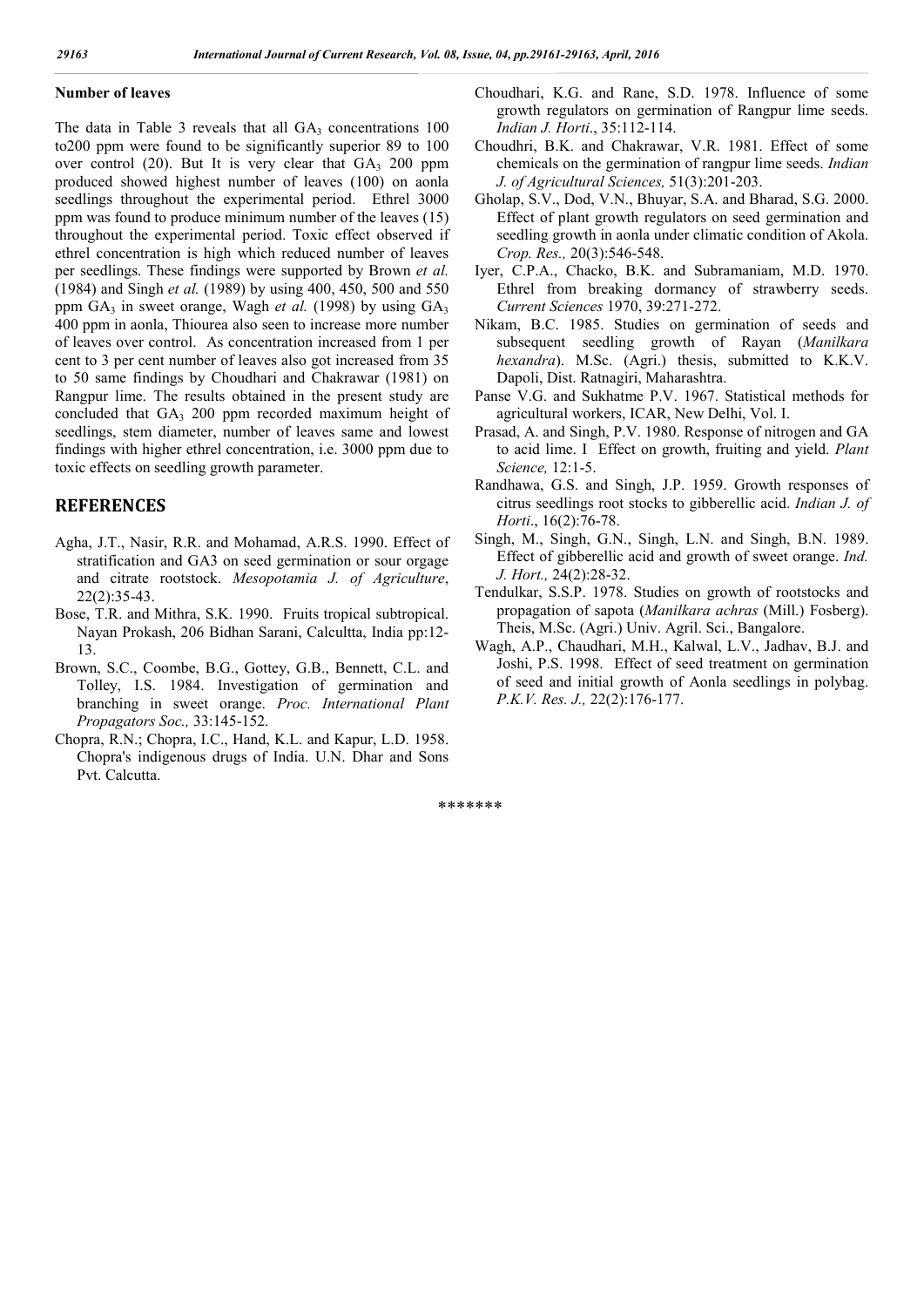### Number of leaves

The data in Table 3 reveals that all $GA_3$ concentrations 100 to200 ppm were found to be significantly superior 89 to 100 over control (20). But It is very clear that $GA_3$ 200 ppm produced showed highest number of leaves (100) on aonla seedlings throughout the experimental period. Ethrel 3000 ppm was found to produce minimum number of the leaves (15) throughout the experimental period. Toxic effect observed if ethrel concentration is high which reduced number of leaves per seedlings. These findings were supported by Brown *et al.* (1984) and Singh *et al.* (1989) by using 400, 450, 500 and 550 ppm $GA_3$ in sweet orange, Wagh *et al.* (1998) by using $GA_3$ 400 ppm in aonla, Thiourea also seen to increase more number of leaves over control. As concentration increased from 1 per cent to 3 per cent number of leaves also got increased from 35 to 50 same findings by Choudhari and Chakrawar (1981) on Rangpur lime. The results obtained in the present study are concluded that $GA_3$ 200 ppm recorded maximum height of seedlings, stem diameter, number of leaves same and lowest findings with higher ethrel concentration, i.e. 3000 ppm due to toxic effects on seedling growth parameter.

## REFERENCES

- Agha, J.T., Nasir, R.R. and Mohamad, A.R.S. 1990. Effect of stratification and GA3 on seed germination or sour orgage and citrate rootstock. *Mesopotamia J. of Agriculture*, 22(2):35-43.
- Bose, T.R. and Mithra, S.K. 1990. Fruits tropical subtropical. Nayan Prokash, 206 Bidhan Sarani, Calcultta, India pp:12-13.
- Brown, S.C., Coombe, B.G., Gottey, G.B., Bennett, C.L. and Tolley, I.S. 1984. Investigation of germination and branching in sweet orange. *Proc. International Plant Propagators Soc.,* 33:145-152.
- Chopra, R.N.; Chopra, I.C., Hand, K.L. and Kapur, L.D. 1958. Chopra's indigenous drugs of India. U.N. Dhar and Sons Pvt. Calcutta.
- Choudhari, K.G. and Rane, S.D. 1978. Influence of some growth regulators on germination of Rangpur lime seeds. *Indian J. Horti*., 35:112-114.
- Choudhri, B.K. and Chakrawar, V.R. 1981. Effect of some chemicals on the germination of rangpur lime seeds. *Indian J. of Agricultural Sciences,* 51(3):201-203.
- Gholap, S.V., Dod, V.N., Bhuyar, S.A. and Bharad, S.G. 2000. Effect of plant growth regulators on seed germination and seedling growth in aonla under climatic condition of Akola. *Crop. Res.,* 20(3):546-548.
- Iyer, C.P.A., Chacko, B.K. and Subramaniam, M.D. 1970. Ethrel from breaking dormancy of strawberry seeds. *Current Sciences* 1970, 39:271-272.
- Nikam, B.C. 1985. Studies on germination of seeds and subsequent seedling growth of Rayan (*Manilkara hexandra*). M.Sc. (Agri.) thesis, submitted to K.K.V. Dapoli, Dist. Ratnagiri, Maharashtra.
- Panse V.G. and Sukhatme P.V. 1967. Statistical methods for agricultural workers, ICAR, New Delhi, Vol. I.
- Prasad, A. and Singh, P.V. 1980. Response of nitrogen and GA to acid lime. I Effect on growth, fruiting and yield. *Plant Science,* 12:1-5.
- Randhawa, G.S. and Singh, J.P. 1959. Growth responses of citrus seedlings root stocks to gibberellic acid. *Indian J. of Horti*., 16(2):76-78.
- Singh, M., Singh, G.N., Singh, L.N. and Singh, B.N. 1989. Effect of gibberellic acid and growth of sweet orange. *Ind. J. Hort.,* 24(2):28-32.
- Tendulkar, S.S.P. 1978. Studies on growth of rootstocks and propagation of sapota (*Manilkara achras* (Mill.) Fosberg). Theis, M.Sc. (Agri.) Univ. Agril. Sci., Bangalore.
- Wagh, A.P., Chaudhari, M.H., Kalwal, L.V., Jadhav, B.J. and Joshi, P.S. 1998. Effect of seed treatment on germination of seed and initial growth of Aonla seedlings in polybag. *P.K.V. Res. J.,* 22(2):176-177.

*******